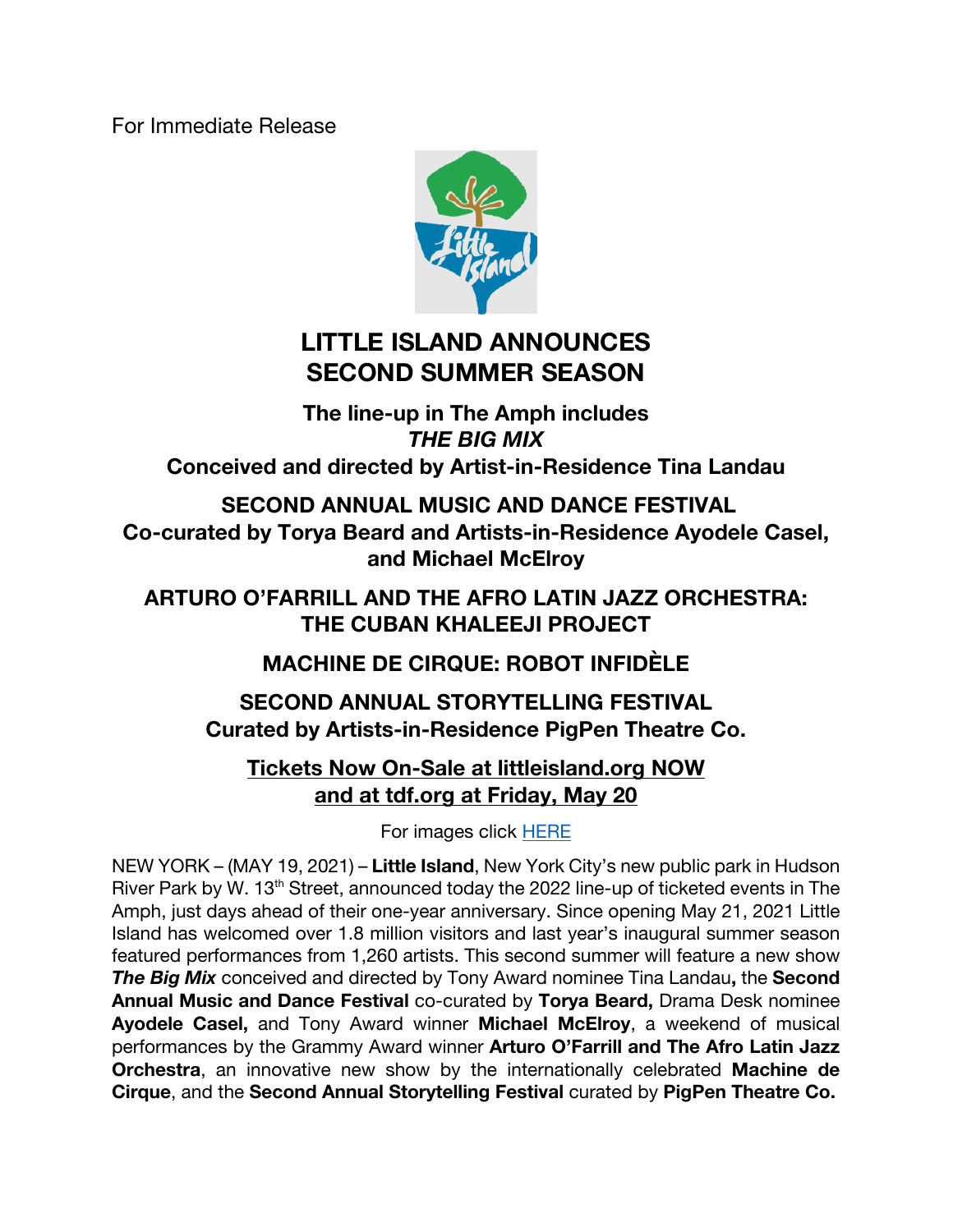For Immediate Release

# LITTLE ISLAND ANNOUNCES SECOND SUMMER SEASON

**The line-up in The Amph includes**
***THE BIG MIX***
**Conceived and directed by Artist-in-Residence Tina Landau**

**SECOND ANNUAL MUSIC AND DANCE FESTIVAL**
**Co-curated by Torya Beard and Artists-in-Residence Ayodele Casel, and Michael McElroy**

**ARTURO O'FARRILL AND THE AFRO LATIN JAZZ ORCHESTRA: THE CUBAN KHALEEJI PROJECT**

**MACHINE DE CIRQUE: ROBOT INFIDÈLE**

**SECOND ANNUAL STORYTELLING FESTIVAL**
**Curated by Artists-in-Residence PigPen Theatre Co.**

**Tickets Now On-Sale at littleisland.org NOW**
**and at tdf.org at Friday, May 20**

For images click [HERE]

NEW YORK – (MAY 19, 2021) – **Little Island**, New York City's new public park in Hudson River Park by W. 13th Street, announced today the 2022 line-up of ticketed events in The Amph, just days ahead of their one-year anniversary. Since opening May 21, 2021 Little Island has welcomed over 1.8 million visitors and last year's inaugural summer season featured performances from 1,260 artists. This second summer will feature a new show ***The Big Mix*** conceived and directed by Tony Award nominee Tina Landau**,** the **Second Annual Music and Dance Festival** co-curated by **Torya Beard,** Drama Desk nominee **Ayodele Casel,** and Tony Award winner **Michael McElroy**, a weekend of musical performances by the Grammy Award winner **Arturo O'Farrill and The Afro Latin Jazz Orchestra**, an innovative new show by the internationally celebrated **Machine de Cirque**, and the **Second Annual Storytelling Festival** curated by **PigPen Theatre Co.**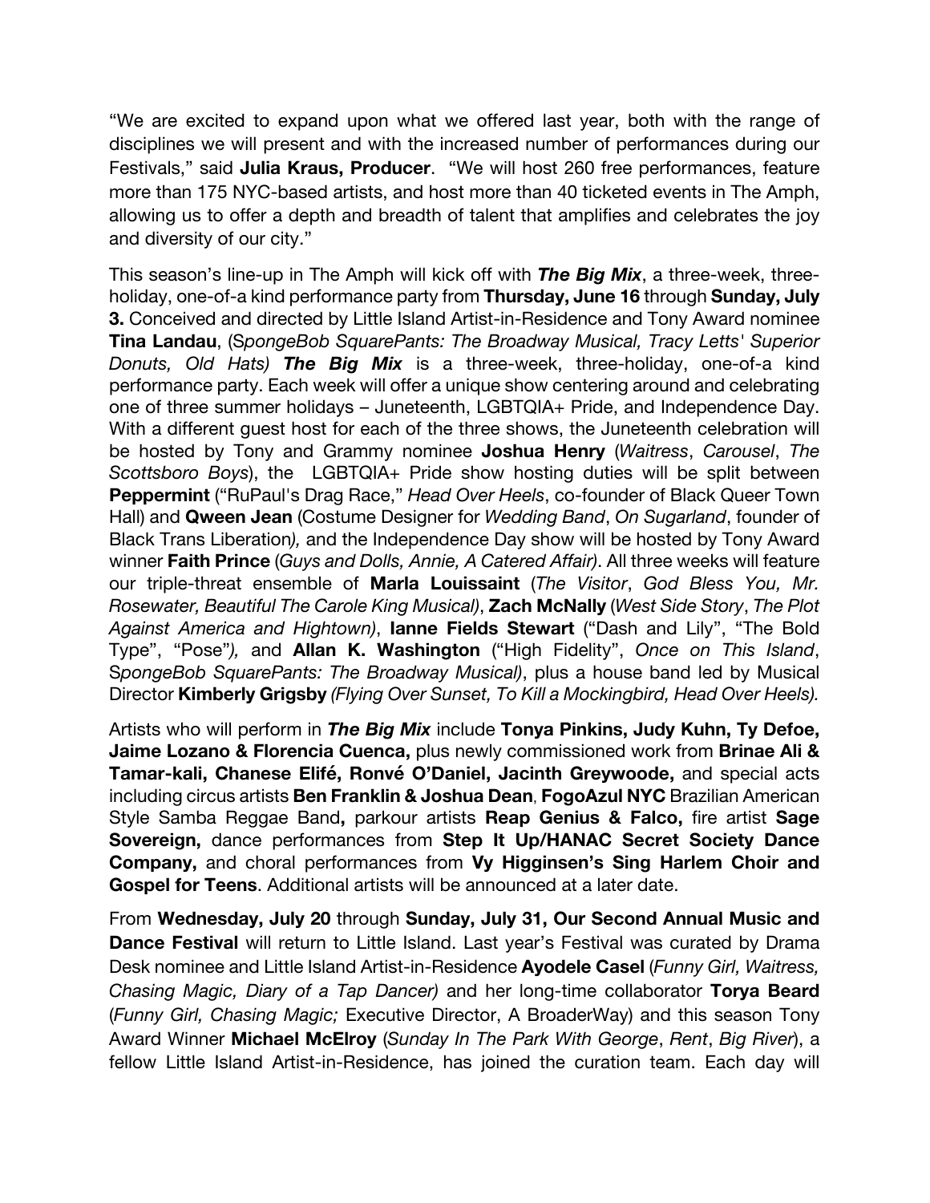"We are excited to expand upon what we offered last year, both with the range of disciplines we will present and with the increased number of performances during our Festivals," said **Julia Kraus, Producer**. "We will host 260 free performances, feature more than 175 NYC-based artists, and host more than 40 ticketed events in The Amph, allowing us to offer a depth and breadth of talent that amplifies and celebrates the joy and diversity of our city."

This season's line-up in The Amph will kick off with ***The Big Mix***, a three-week, three-holiday, one-of-a kind performance party from **Thursday, June 16** through **Sunday, July 3.** Conceived and directed by Little Island Artist-in-Residence and Tony Award nominee **Tina Landau**, (*SpongeBob SquarePants: The Broadway Musical, Tracy Letts' Superior Donuts, Old Hats)* ***The Big Mix*** is a three-week, three-holiday, one-of-a kind performance party. Each week will offer a unique show centering around and celebrating one of three summer holidays – Juneteenth, LGBTQIA+ Pride, and Independence Day. With a different guest host for each of the three shows, the Juneteenth celebration will be hosted by Tony and Grammy nominee **Joshua Henry** (*Waitress*, *Carousel*, *The Scottsboro Boys*), the LGBTQIA+ Pride show hosting duties will be split between **Peppermint** ("RuPaul's Drag Race," *Head Over Heels*, co-founder of Black Queer Town Hall) and **Qween Jean** (Costume Designer for *Wedding Band*, *On Sugarland*, founder of Black Trans Liberation*),* and the Independence Day show will be hosted by Tony Award winner **Faith Prince** (*Guys and Dolls, Annie, A Catered Affair)*. All three weeks will feature our triple-threat ensemble of **Marla Louissaint** (*The Visitor*, *God Bless You, Mr. Rosewater, Beautiful The Carole King Musical)*, **Zach McNally** (*West Side Story*, *The Plot Against America and Hightown)*, **Ianne Fields Stewart** ("Dash and Lily", "The Bold Type", "Pose"*),* and **Allan K. Washington** ("High Fidelity", *Once on This Island*, *SpongeBob SquarePants: The Broadway Musical)*, plus a house band led by Musical Director **Kimberly Grigsby** *(Flying Over Sunset, To Kill a Mockingbird, Head Over Heels).*

Artists who will perform in ***The Big Mix*** include **Tonya Pinkins, Judy Kuhn, Ty Defoe, Jaime Lozano & Florencia Cuenca,** plus newly commissioned work from **Brinae Ali & Tamar-kali, Chanese Elifé, Ronvé O'Daniel, Jacinth Greywoode,** and special acts including circus artists **Ben Franklin & Joshua Dean**, **FogoAzul NYC** Brazilian American Style Samba Reggae Band**,** parkour artists **Reap Genius & Falco,** fire artist **Sage Sovereign,** dance performances from **Step It Up/HANAC Secret Society Dance Company,** and choral performances from **Vy Higginsen's Sing Harlem Choir and Gospel for Teens**. Additional artists will be announced at a later date.

From **Wednesday, July 20** through **Sunday, July 31, Our Second Annual Music and Dance Festival** will return to Little Island. Last year's Festival was curated by Drama Desk nominee and Little Island Artist-in-Residence **Ayodele Casel** (*Funny Girl, Waitress, Chasing Magic, Diary of a Tap Dancer)* and her long-time collaborator **Torya Beard** (*Funny Girl, Chasing Magic;* Executive Director, A BroaderWay) and this season Tony Award Winner **Michael McElroy** (*Sunday In The Park With George*, *Rent*, *Big River*), a fellow Little Island Artist-in-Residence, has joined the curation team. Each day will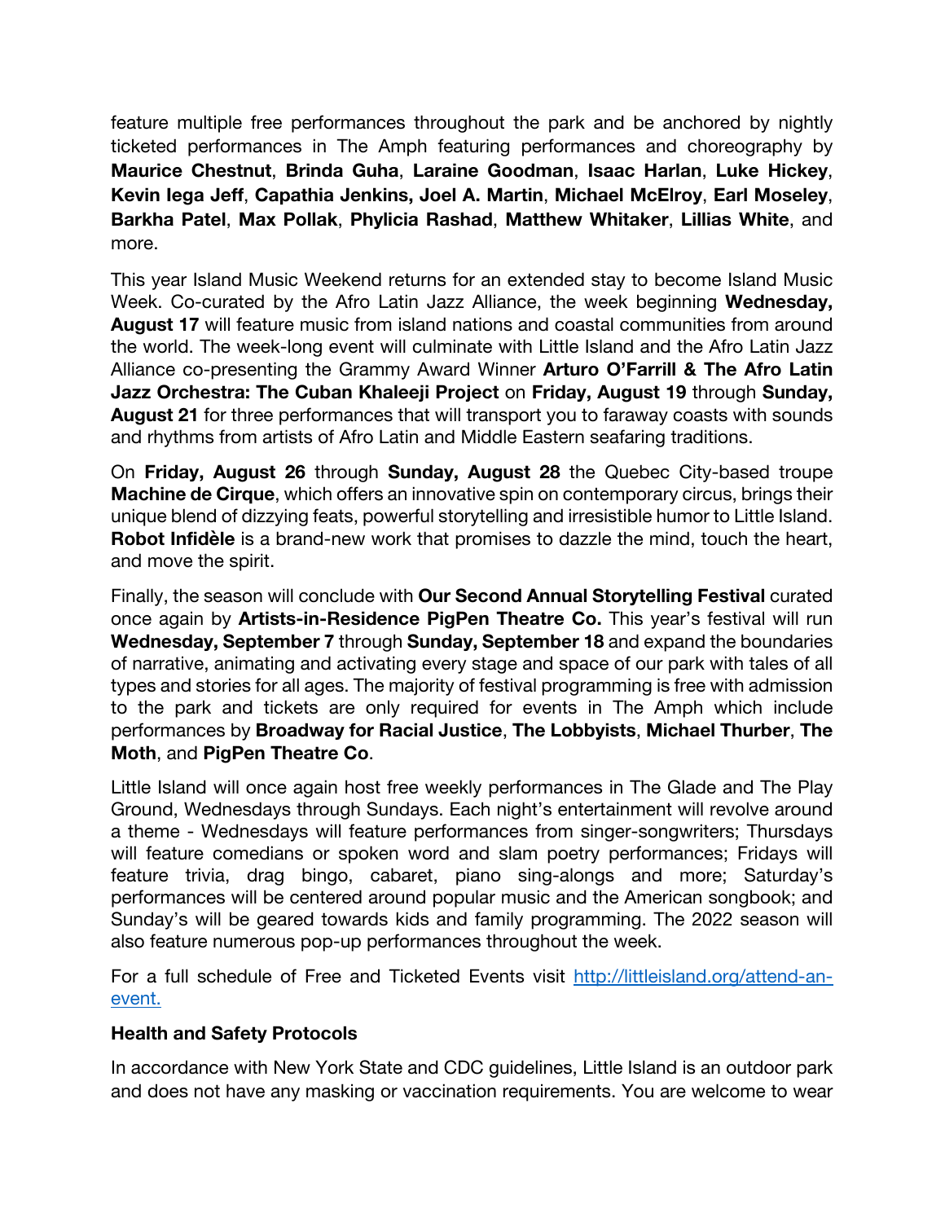feature multiple free performances throughout the park and be anchored by nightly ticketed performances in The Amph featuring performances and choreography by **Maurice Chestnut**, **Brinda Guha**, **Laraine Goodman**, **Isaac Harlan**, **Luke Hickey**, **Kevin Iega Jeff**, **Capathia Jenkins, Joel A. Martin**, **Michael McElroy**, **Earl Moseley**, **Barkha Patel**, **Max Pollak**, **Phylicia Rashad**, **Matthew Whitaker**, **Lillias White**, and more.

This year Island Music Weekend returns for an extended stay to become Island Music Week. Co-curated by the Afro Latin Jazz Alliance, the week beginning **Wednesday, August 17** will feature music from island nations and coastal communities from around the world. The week-long event will culminate with Little Island and the Afro Latin Jazz Alliance co-presenting the Grammy Award Winner **Arturo O'Farrill & The Afro Latin Jazz Orchestra: The Cuban Khaleeji Project** on **Friday, August 19** through **Sunday, August 21** for three performances that will transport you to faraway coasts with sounds and rhythms from artists of Afro Latin and Middle Eastern seafaring traditions.

On **Friday, August 26** through **Sunday, August 28** the Quebec City-based troupe **Machine de Cirque**, which offers an innovative spin on contemporary circus, brings their unique blend of dizzying feats, powerful storytelling and irresistible humor to Little Island. **Robot Infidèle** is a brand-new work that promises to dazzle the mind, touch the heart, and move the spirit.

Finally, the season will conclude with **Our Second Annual Storytelling Festival** curated once again by **Artists-in-Residence PigPen Theatre Co.** This year's festival will run **Wednesday, September 7** through **Sunday, September 18** and expand the boundaries of narrative, animating and activating every stage and space of our park with tales of all types and stories for all ages. The majority of festival programming is free with admission to the park and tickets are only required for events in The Amph which include performances by **Broadway for Racial Justice**, **The Lobbyists**, **Michael Thurber**, **The Moth**, and **PigPen Theatre Co**.

Little Island will once again host free weekly performances in The Glade and The Play Ground, Wednesdays through Sundays. Each night's entertainment will revolve around a theme - Wednesdays will feature performances from singer-songwriters; Thursdays will feature comedians or spoken word and slam poetry performances; Fridays will feature trivia, drag bingo, cabaret, piano sing-alongs and more; Saturday's performances will be centered around popular music and the American songbook; and Sunday's will be geared towards kids and family programming. The 2022 season will also feature numerous pop-up performances throughout the week.

For a full schedule of Free and Ticketed Events visit [http://littleisland.org/attend-an-event.](http://littleisland.org/attend-an-event)

**Health and Safety Protocols**

In accordance with New York State and CDC guidelines, Little Island is an outdoor park and does not have any masking or vaccination requirements. You are welcome to wear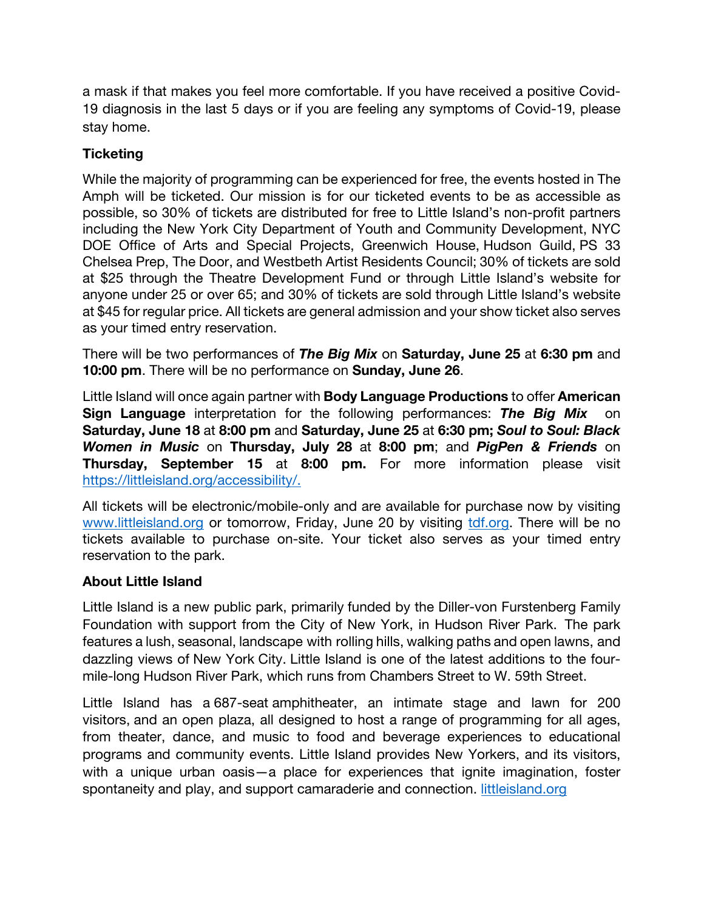a mask if that makes you feel more comfortable. If you have received a positive Covid-19 diagnosis in the last 5 days or if you are feeling any symptoms of Covid-19, please stay home.

**Ticketing**

While the majority of programming can be experienced for free, the events hosted in The Amph will be ticketed. Our mission is for our ticketed events to be as accessible as possible, so 30% of tickets are distributed for free to Little Island's non-profit partners including the New York City Department of Youth and Community Development, NYC DOE Office of Arts and Special Projects, Greenwich House, Hudson Guild, PS 33 Chelsea Prep, The Door, and Westbeth Artist Residents Council; 30% of tickets are sold at $25 through the Theatre Development Fund or through Little Island's website for anyone under 25 or over 65; and 30% of tickets are sold through Little Island's website at $45 for regular price. All tickets are general admission and your show ticket also serves as your timed entry reservation.

There will be two performances of ***The Big Mix*** on **Saturday, June 25** at **6:30 pm** and **10:00 pm**. There will be no performance on **Sunday, June 26**.

Little Island will once again partner with **Body Language Productions** to offer **American Sign Language** interpretation for the following performances: ***The Big Mix*** on **Saturday, June 18** at **8:00 pm** and **Saturday, June 25** at **6:30 pm; *Soul to Soul: Black Women in Music*** on **Thursday, July 28** at **8:00 pm**; and ***PigPen & Friends*** on **Thursday, September 15** at **8:00 pm.** For more information please visit [https://littleisland.org/accessibility/.](https://littleisland.org/accessibility/)

All tickets will be electronic/mobile-only and are available for purchase now by visiting [www.littleisland.org](http://www.littleisland.org) or tomorrow, Friday, June 20 by visiting [tdf.org](http://tdf.org). There will be no tickets available to purchase on-site. Your ticket also serves as your timed entry reservation to the park.

**About Little Island**

Little Island is a new public park, primarily funded by the Diller-von Furstenberg Family Foundation with support from the City of New York, in Hudson River Park. The park features a lush, seasonal, landscape with rolling hills, walking paths and open lawns, and dazzling views of New York City. Little Island is one of the latest additions to the four-mile-long Hudson River Park, which runs from Chambers Street to W. 59th Street.

Little Island has a 687-seat amphitheater, an intimate stage and lawn for 200 visitors, and an open plaza, all designed to host a range of programming for all ages, from theater, dance, and music to food and beverage experiences to educational programs and community events. Little Island provides New Yorkers, and its visitors, with a unique urban oasis—a place for experiences that ignite imagination, foster spontaneity and play, and support camaraderie and connection. [littleisland.org](http://littleisland.org)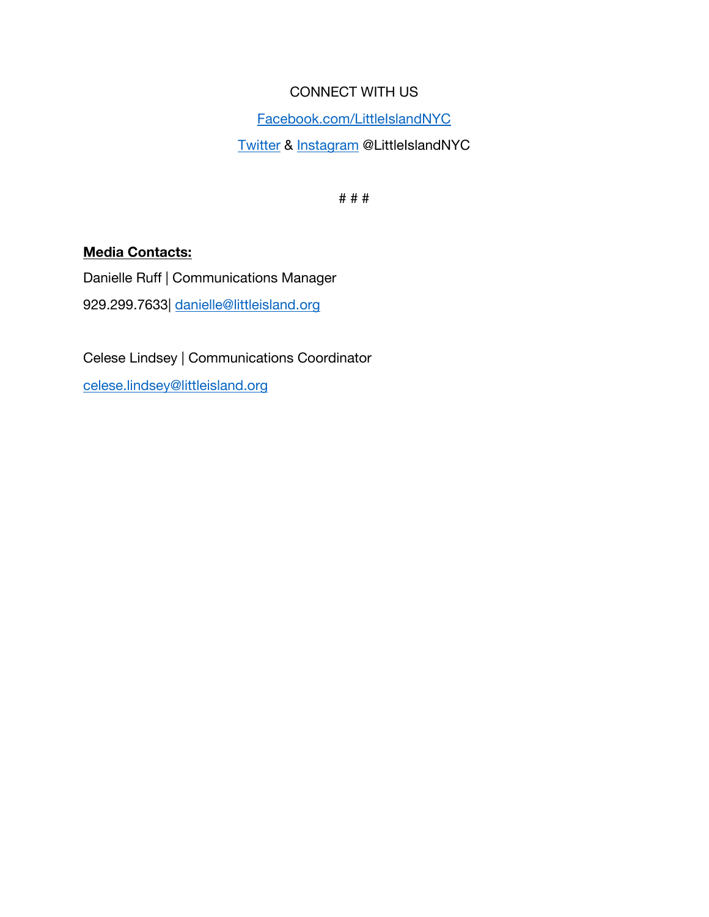CONNECT WITH US

Facebook.com/LittleIslandNYC

Twitter & Instagram @LittleIslandNYC

# # #

**Media Contacts:**

Danielle Ruff | Communications Manager

929.299.7633| danielle@littleisland.org

Celese Lindsey | Communications Coordinator

celese.lindsey@littleisland.org